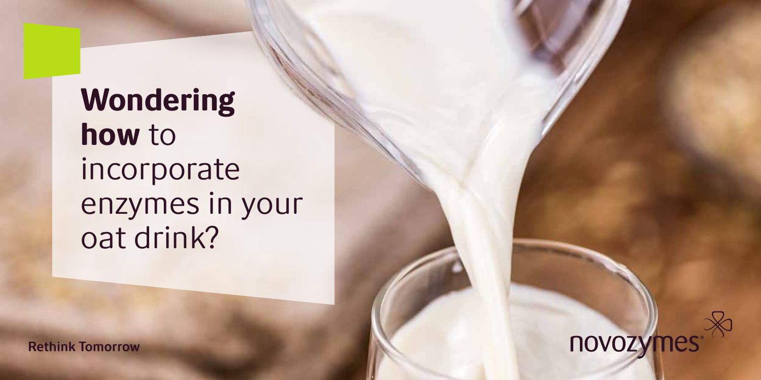# **Wondering how** to incorporate enzymes in your oat drink?

**Rethink Tomorrow**

novozymes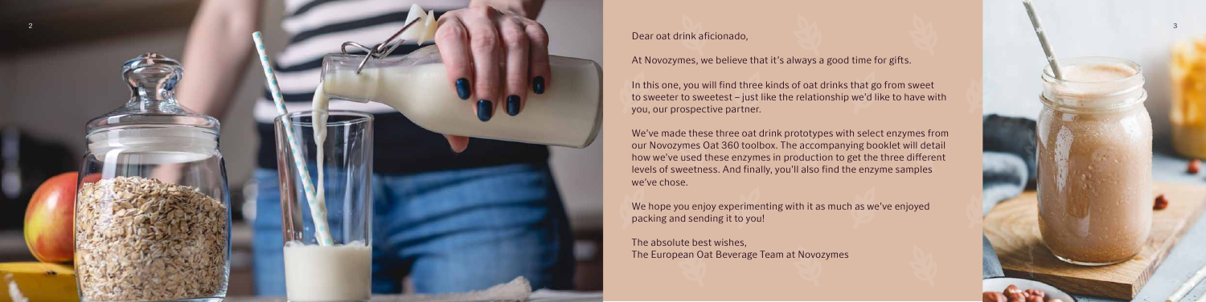Dear oat drink aficionado,

At Novozymes, we believe that it's always a good time for gifts.

In this one, you will find three kinds of oat drinks that go from sweet to sweeter to sweetest – just like the relationship we'd like to have with you, our prospective partner.

We've made these three oat drink prototypes with select enzymes from our Novozymes Oat 360 toolbox. The accompanying booklet will detail how we've used these enzymes in production to get the three different levels of sweetness. And finally, you'll also find the enzyme samples we've chose.

We hope you enjoy experimenting with it as much as we've enjoyed packing and sending it to you!

The absolute best wishes,
The European Oat Beverage Team at Novozymes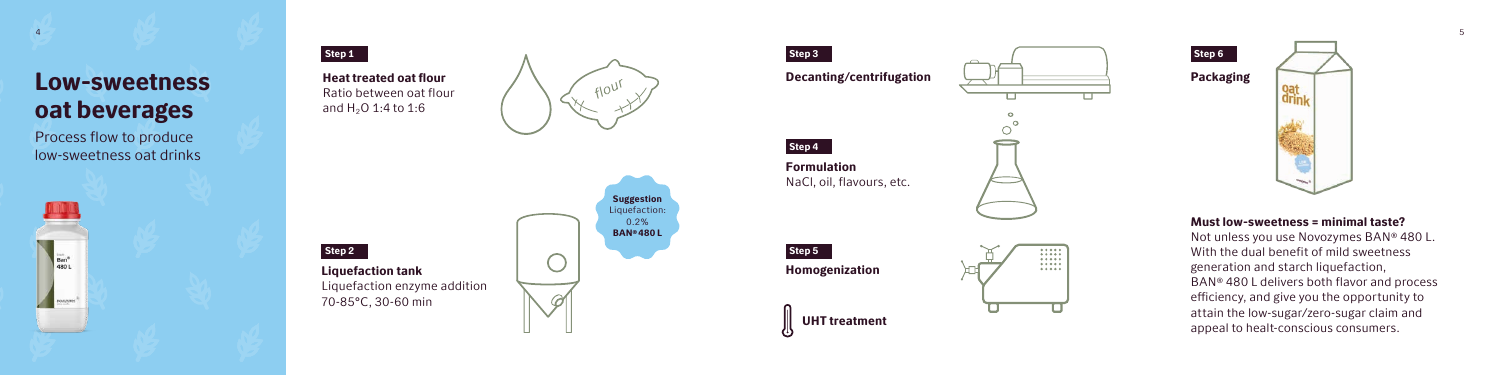# Low-sweetness oat beverages

Process flow to produce low-sweetness oat drinks

**Step 1**

**Heat treated oat flour**
Ratio between oat flour and $H_2O$ 1:4 to 1:6

**Step 2**

**Liquefaction tank**
Liquefaction enzyme addition 70-85°C, 30-60 min

**Suggestion**
Liquefaction: 0.2% **BAN® 480 L**

**Step 3**

**Decanting/centrifugation**

**Step 4**

**Formulation**
NaCl, oil, flavours, etc.

**Step 5**

**Homogenization**

**UHT treatment**

**Step 6**

**Packaging**

**Must low-sweetness = minimal taste?**

Not unless you use Novozymes BAN® 480 L. With the dual benefit of mild sweetness generation and starch liquefaction, BAN® 480 L delivers both flavor and process efficiency, and give you the opportunity to attain the low-sugar/zero-sugar claim and appeal to healt-conscious consumers.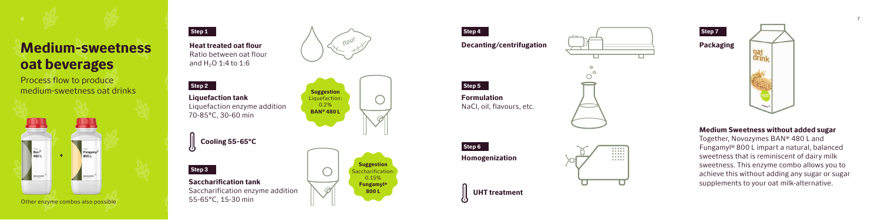# Medium-sweetness oat beverages

Process flow to produce medium-sweetness oat drinks

Other enzyme combos also possible

**Step 1**

**Heat treated oat flour**
Ratio between oat flour and $H_2O$ 1:4 to 1:6

**Step 2**

**Liquefaction tank**
Liquefaction enzyme addition
70-85°C, 30-60 min

**Suggestion**
Liquefaction:
0.2%
**BAN® 480 L**

**Cooling 55-65°C**

**Step 3**

**Saccharification tank**
Saccharification enzyme addition
55-65°C, 15-30 min

**Suggestion**
Saccharification:
0.15%
**Fungamyl® 800 L**

**Step 4**

**Decanting/centrifugation**

**Step 5**

**Formulation**
NaCl, oil, flavours, etc.

**Step 6**

**Homogenization**

**UHT treatment**

**Step 7**

**Packaging**

### Medium Sweetness without added sugar

Together, Novozymes BAN® 480 L and Fungamyl® 800 L impart a natural, balanced sweetness that is reminiscent of dairy milk sweetness. This enzyme combo allows you to achieve this without adding any sugar or sugar supplements to your oat milk-alternative.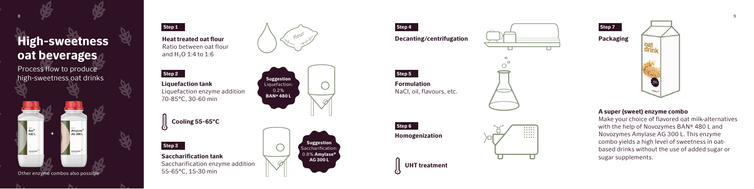# High-sweetness oat beverages

Process flow to produce high-sweetness oat drinks

Other enzyme combos also possible

### Step 1

**Heat treated oat flour**
Ratio between oat flour and $H_2O$ 1:4 to 1:6

### Step 2

**Liquefaction tank**
Liquefaction enzyme addition
70-85°C, 30-60 min

**Suggestion**
Liquefaction:
0.2%
**BAN® 480 L**

**Cooling 55-65°C**

### Step 3

**Saccharification tank**
Saccharification enzyme addition
55-65°C, 15-30 min

**Suggestion**
Saccharification:
0.8% **Amylase® AG 300 L**

### Step 4

**Decanting/centrifugation**

### Step 5

**Formulation**
NaCl, oil, flavours, etc.

### Step 6

**Homogenization**

**UHT treatment**

### Step 7

**Packaging**

**A super (sweet) enzyme combo**

Make your choice of flavored oat milk-alternatives with the help of Novozymes BAN® 480 L and Novozymes Amylase AG 300 L. This enzyme combo yields a high level of sweetness in oat-based drinks without the use of added sugar or sugar supplements.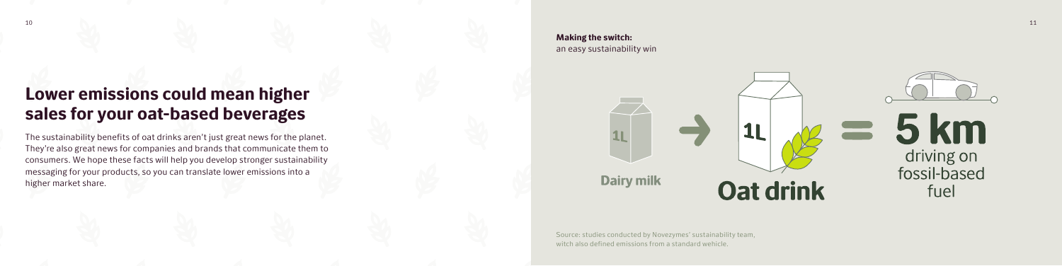# Lower emissions could mean higher sales for your oat-based beverages

The sustainability benefits of oat drinks aren't just great news for the planet. They're also great news for companies and brands that communicate them to consumers. We hope these facts will help you develop stronger sustainability messaging for your products, so you can translate lower emissions into a higher market share.

**Making the switch:**
an easy sustainability win

1L Dairy milk → 1L Oat drink = 5 km driving on fossil-based fuel

Source: studies conducted by Novezymes' sustainability team, witch also defined emissions from a standard wehicle.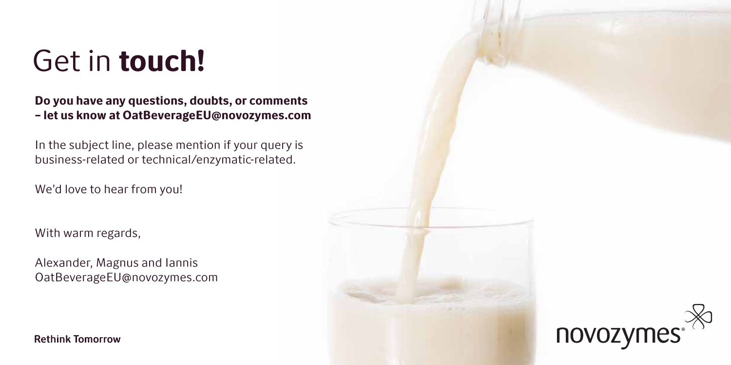# Get in **touch!**

**Do you have any questions, doubts, or comments – let us know at OatBeverageEU@novozymes.com**

In the subject line, please mention if your query is business-related or technical/enzymatic-related.

We'd love to hear from you!

With warm regards,

Alexander, Magnus and Iannis
OatBeverageEU@novozymes.com

**Rethink Tomorrow**

novozymes®